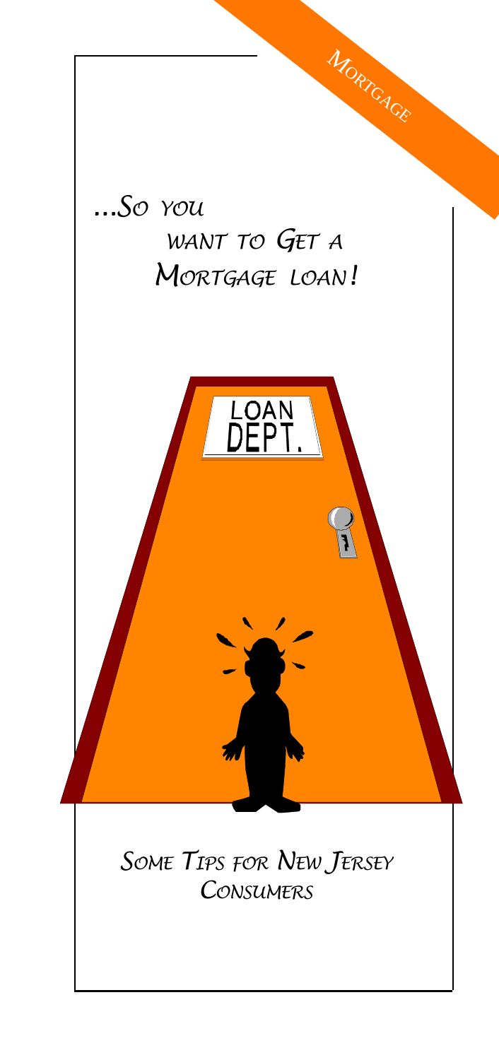Mortgage

# ...So you want to Get a Mortgage loan!

LOAN DEPT.

## Some Tips for New Jersey Consumers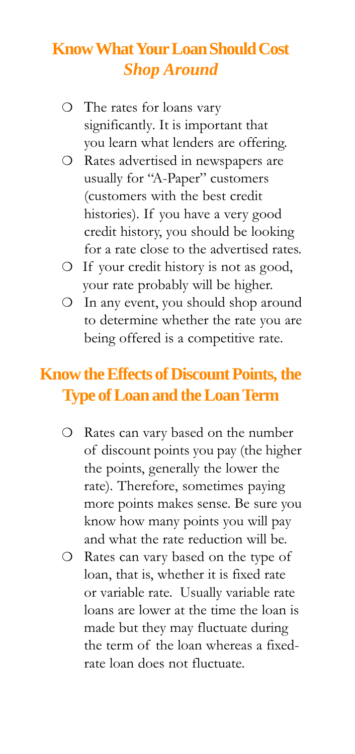## Know What Your Loan Should Cost
### *Shop Around*

- The rates for loans vary significantly. It is important that you learn what lenders are offering.
- Rates advertised in newspapers are usually for "A-Paper" customers (customers with the best credit histories). If you have a very good credit history, you should be looking for a rate close to the advertised rates.
- If your credit history is not as good, your rate probably will be higher.
- In any event, you should shop around to determine whether the rate you are being offered is a competitive rate.

## Know the Effects of Discount Points, the Type of Loan and the Loan Term

- Rates can vary based on the number of discount points you pay (the higher the points, generally the lower the rate). Therefore, sometimes paying more points makes sense. Be sure you know how many points you will pay and what the rate reduction will be.
- Rates can vary based on the type of loan, that is, whether it is fixed rate or variable rate. Usually variable rate loans are lower at the time the loan is made but they may fluctuate during the term of the loan whereas a fixed-rate loan does not fluctuate.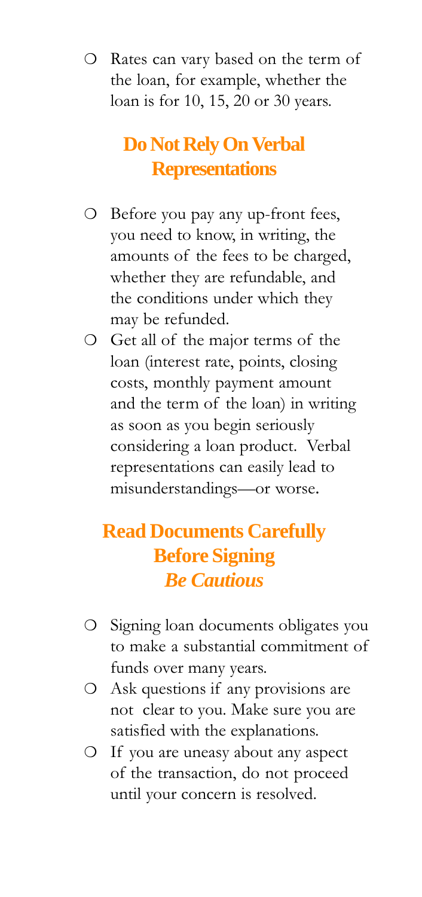- Rates can vary based on the term of the loan, for example, whether the loan is for 10, 15, 20 or 30 years.

## Do Not Rely On Verbal Representations

- Before you pay any up-front fees, you need to know, in writing, the amounts of the fees to be charged, whether they are refundable, and the conditions under which they may be refunded.
- Get all of the major terms of the loan (interest rate, points, closing costs, monthly payment amount and the term of the loan) in writing as soon as you begin seriously considering a loan product. Verbal representations can easily lead to misunderstandings—or worse.

## Read Documents Carefully Before Signing *Be Cautious*

- Signing loan documents obligates you to make a substantial commitment of funds over many years.
- Ask questions if any provisions are not clear to you. Make sure you are satisfied with the explanations.
- If you are uneasy about any aspect of the transaction, do not proceed until your concern is resolved.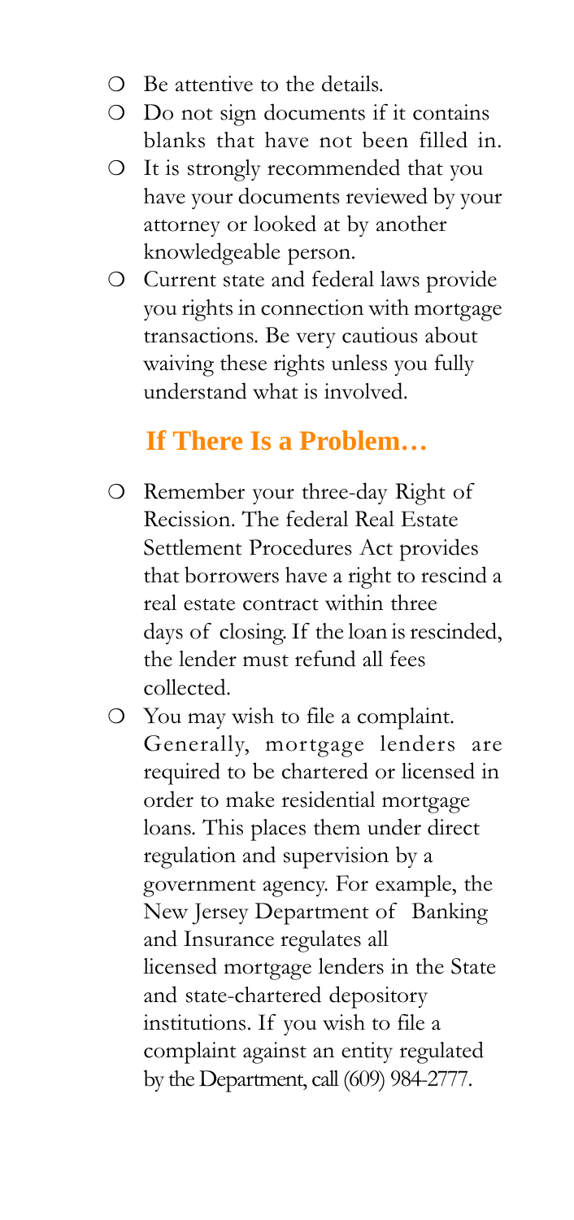- Be attentive to the details.
- Do not sign documents if it contains blanks that have not been filled in.
- It is strongly recommended that you have your documents reviewed by your attorney or looked at by another knowledgeable person.
- Current state and federal laws provide you rights in connection with mortgage transactions. Be very cautious about waiving these rights unless you fully understand what is involved.

## If There Is a Problem…

- Remember your three-day Right of Recission. The federal Real Estate Settlement Procedures Act provides that borrowers have a right to rescind a real estate contract within three days of closing. If the loan is rescinded, the lender must refund all fees collected.
- You may wish to file a complaint. Generally, mortgage lenders are required to be chartered or licensed in order to make residential mortgage loans. This places them under direct regulation and supervision by a government agency. For example, the New Jersey Department of Banking and Insurance regulates all licensed mortgage lenders in the State and state-chartered depository institutions. If you wish to file a complaint against an entity regulated by the Department, call (609) 984-2777.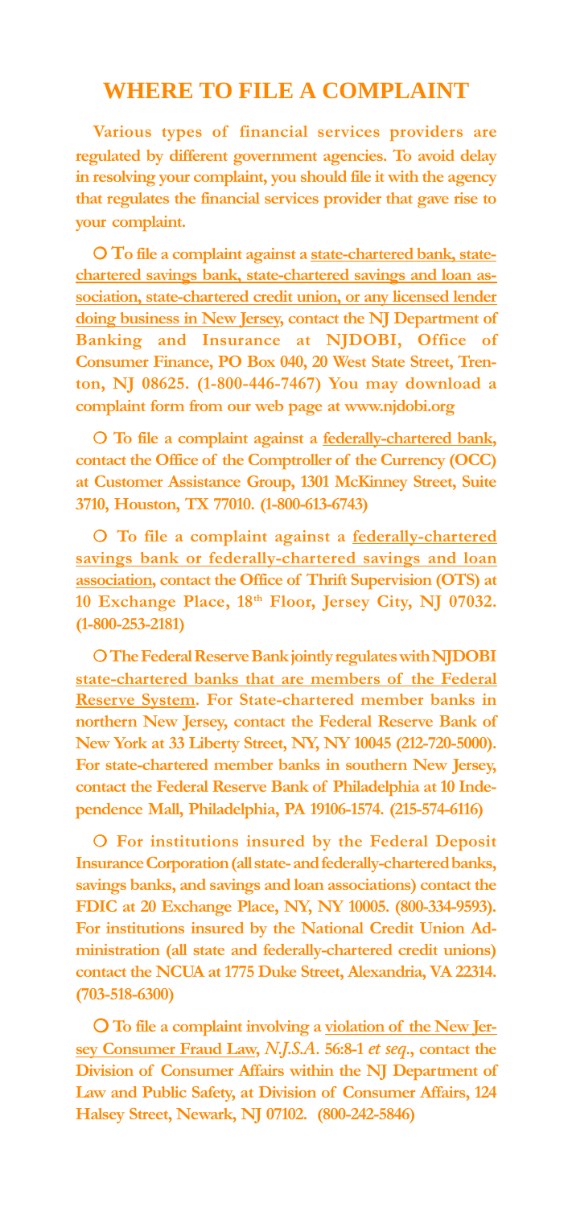## WHERE TO FILE A COMPLAINT

Various types of financial services providers are regulated by different government agencies. To avoid delay in resolving your complaint, you should file it with the agency that regulates the financial services provider that gave rise to your complaint.

- To file a complaint against a state-chartered bank, state-chartered savings bank, state-chartered savings and loan association, state-chartered credit union, or any licensed lender doing business in New Jersey, contact the NJ Department of Banking and Insurance at NJDOBI, Office of Consumer Finance, PO Box 040, 20 West State Street, Trenton, NJ 08625. (1-800-446-7467) You may download a complaint form from our web page at www.njdobi.org

- To file a complaint against a federally-chartered bank, contact the Office of the Comptroller of the Currency (OCC) at Customer Assistance Group, 1301 McKinney Street, Suite 3710, Houston, TX 77010. (1-800-613-6743)

- To file a complaint against a federally-chartered savings bank or federally-chartered savings and loan association, contact the Office of Thrift Supervision (OTS) at 10 Exchange Place, 18th Floor, Jersey City, NJ 07032. (1-800-253-2181)

- The Federal Reserve Bank jointly regulates with NJDOBI state-chartered banks that are members of the Federal Reserve System. For State-chartered member banks in northern New Jersey, contact the Federal Reserve Bank of New York at 33 Liberty Street, NY, NY 10045 (212-720-5000). For state-chartered member banks in southern New Jersey, contact the Federal Reserve Bank of Philadelphia at 10 Independence Mall, Philadelphia, PA 19106-1574. (215-574-6116)

- For institutions insured by the Federal Deposit Insurance Corporation (all state- and federally-chartered banks, savings banks, and savings and loan associations) contact the FDIC at 20 Exchange Place, NY, NY 10005. (800-334-9593). For institutions insured by the National Credit Union Administration (all state and federally-chartered credit unions) contact the NCUA at 1775 Duke Street, Alexandria, VA 22314. (703-518-6300)

- To file a complaint involving a violation of the New Jersey Consumer Fraud Law, *N.J.S.A.* 56:8-1 *et seq*., contact the Division of Consumer Affairs within the NJ Department of Law and Public Safety, at Division of Consumer Affairs, 124 Halsey Street, Newark, NJ 07102. (800-242-5846)